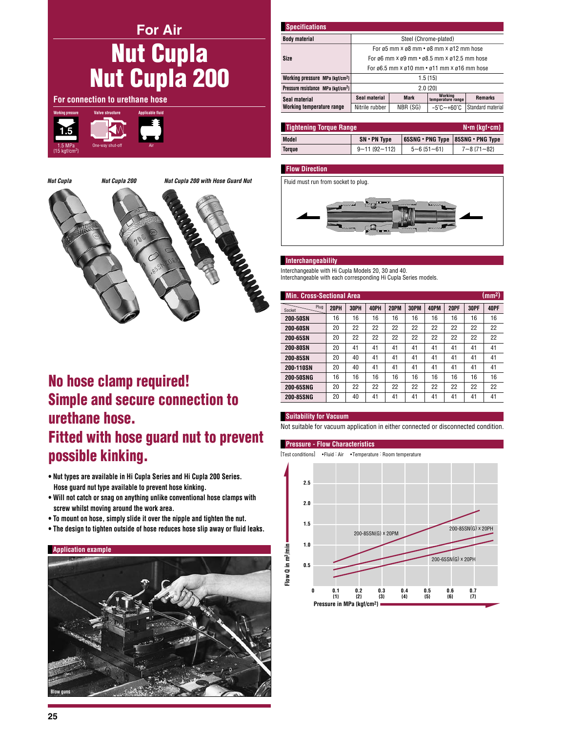# For Air

# Nut Cupla
# Nut Cupla 200

## For connection to urethane hose

Working pressure: 1.5 MPa {15 kgf/cm²}
Valve structure: One-way shut-off
Applicable fluid: Air

*Nut Cupla* *Nut Cupla 200* *Nut Cupla 200 with Hose Guard Nut*

## No hose clamp required! Simple and secure connection to urethane hose. Fitted with hose guard nut to prevent possible kinking.

- **Nut types are available in Hi Cupla Series and Hi Cupla 200 Series. Hose guard nut type available to prevent hose kinking.**
- **Will not catch or snag on anything unlike conventional hose clamps with screw whilst moving around the work area.**
- **To mount on hose, simply slide it over the nipple and tighten the nut.**
- **The design to tighten outside of hose reduces hose slip away or fluid leaks.**

### Application example

Blow guns

### Specifications

| | | | | |
|---|---|---|---|---|
| **Body material** | Steel (Chrome-plated) | | | |
| **Size** | For ø5 mm x ø8 mm • ø8 mm x ø12 mm hose | | | |
| | For ø6 mm x ø9 mm • ø8.5 mm x ø12.5 mm hose | | | |
| | For ø6.5 mm x ø10 mm • ø11 mm x ø16 mm hose | | | |
| **Working pressure MPa {kgf/cm²}** | 1.5 {15} | | | |
| **Pressure resistance MPa {kgf/cm²}** | 2.0 {20} | | | |
| **Seal material Working temperature range** | Seal material | Mark | Working temperature range | Remarks |
| | Nitrile rubber | NBR (SG) | −5°C∼+60°C | Standard material |

### Tightening Torque Range N•m {kgf•cm}

| Model | SN • PN Type | 65SNG • PNG Type | 85SNG • PNG Type |
|---|---|---|---|
| Torque | 9∼11 {92∼112} | 5∼6 {51∼61} | 7∼8 {71∼82} |

### Flow Direction

Fluid must run from socket to plug.

### Interchangeability

Interchangeable with Hi Cupla Models 20, 30 and 40.
Interchangeable with each corresponding Hi Cupla Series models.

### Min. Cross-Sectional Area (mm²)

| Socket \ Plug | 20PH | 30PH | 40PH | 20PM | 30PM | 40PM | 20PF | 30PF | 40PF |
|---|---|---|---|---|---|---|---|---|---|
| **200-50SN** | 16 | 16 | 16 | 16 | 16 | 16 | 16 | 16 | 16 |
| **200-60SN** | 20 | 22 | 22 | 22 | 22 | 22 | 22 | 22 | 22 |
| **200-65SN** | 20 | 22 | 22 | 22 | 22 | 22 | 22 | 22 | 22 |
| **200-80SN** | 20 | 41 | 41 | 41 | 41 | 41 | 41 | 41 | 41 |
| **200-85SN** | 20 | 40 | 41 | 41 | 41 | 41 | 41 | 41 | 41 |
| **200-110SN** | 20 | 40 | 41 | 41 | 41 | 41 | 41 | 41 | 41 |
| **200-50SNG** | 16 | 16 | 16 | 16 | 16 | 16 | 16 | 16 | 16 |
| **200-65SNG** | 20 | 22 | 22 | 22 | 22 | 22 | 22 | 22 | 22 |
| **200-85SNG** | 20 | 40 | 41 | 41 | 41 | 41 | 41 | 41 | 41 |

### Suitability for Vacuum

Not suitable for vacuum application in either connected or disconnected condition.

### Pressure - Flow Characteristics

[Test conditions] •Fluid : Air •Temperature : Room temperature

Flow Q in m³/min

2.5
2.0
1.5
1.0
0.5

200-85SN(G) x 20PM
200-85SN(G) x 20PH
200-65SN(G) x 20PH

0
0.1 {1}
0.2 {2}
0.3 {3}
0.4 {4}
0.5 {5}
0.6 {6}
0.7 {7}

Pressure in MPa {kgf/cm²}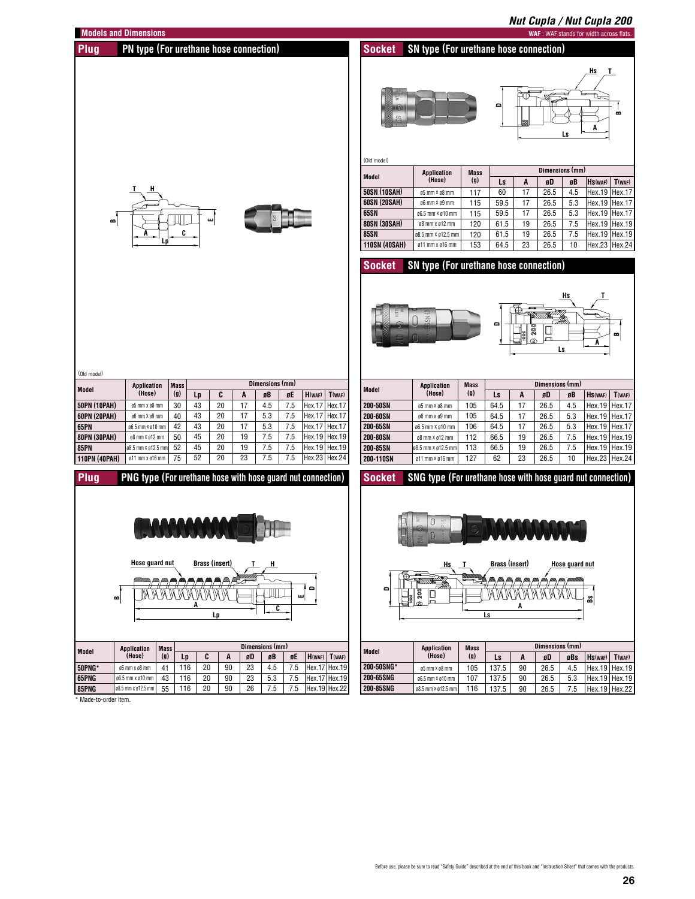## Models and Dimensions

WAF : WAF stands for width across flats.

### Plug PN type (For urethane hose connection)

(Old model)

| Model | Application (Hose) | Mass (g) | Dimensions (mm) | | | | | | |
|---|---|---|---|---|---|---|---|---|---|
| | | | Lp | C | A | øB | øE | H(WAF) | T(WAF) |
| 50PN (10PAH) | ø5 mm x ø8 mm | 30 | 43 | 20 | 17 | 4.5 | 7.5 | Hex.17 | Hex.17 |
| 60PN (20PAH) | ø6 mm x ø9 mm | 40 | 43 | 20 | 17 | 5.3 | 7.5 | Hex.17 | Hex.17 |
| 65PN | ø6.5 mm x ø10 mm | 42 | 43 | 20 | 17 | 5.3 | 7.5 | Hex.17 | Hex.17 |
| 80PN (30PAH) | ø8 mm x ø12 mm | 50 | 45 | 20 | 19 | 7.5 | 7.5 | Hex.19 | Hex.19 |
| 85PN | ø8.5 mm x ø12.5 mm | 52 | 45 | 20 | 19 | 7.5 | 7.5 | Hex.19 | Hex.19 |
| 110PN (40PAH) | ø11 mm x ø16 mm | 75 | 52 | 20 | 23 | 7.5 | 7.5 | Hex.23 | Hex.24 |

### Socket SN type (For urethane hose connection)

(Old model)

| Model | Application (Hose) | Mass (g) | Dimensions (mm) | | | | | |
|---|---|---|---|---|---|---|---|---|
| | | | Ls | A | øD | øB | Hs(WAF) | T(WAF) |
| 50SN (10SAH) | ø5 mm x ø8 mm | 117 | 60 | 17 | 26.5 | 4.5 | Hex.19 | Hex.17 |
| 60SN (20SAH) | ø6 mm x ø9 mm | 115 | 59.5 | 17 | 26.5 | 5.3 | Hex.19 | Hex.17 |
| 65SN | ø6.5 mm x ø10 mm | 115 | 59.5 | 17 | 26.5 | 5.3 | Hex.19 | Hex.17 |
| 80SN (30SAH) | ø8 mm x ø12 mm | 120 | 61.5 | 19 | 26.5 | 7.5 | Hex.19 | Hex.19 |
| 85SN | ø8.5 mm x ø12.5 mm | 120 | 61.5 | 19 | 26.5 | 7.5 | Hex.19 | Hex.19 |
| 110SN (40SAH) | ø11 mm x ø16 mm | 153 | 64.5 | 23 | 26.5 | 10 | Hex.23 | Hex.24 |

### Socket SN type (For urethane hose connection)

| Model | Application (Hose) | Mass (g) | Dimensions (mm) | | | | | |
|---|---|---|---|---|---|---|---|---|
| | | | Ls | A | øD | øB | Hs(WAF) | T(WAF) |
| 200-50SN | ø5 mm x ø8 mm | 105 | 64.5 | 17 | 26.5 | 4.5 | Hex.19 | Hex.17 |
| 200-60SN | ø6 mm x ø9 mm | 105 | 64.5 | 17 | 26.5 | 5.3 | Hex.19 | Hex.17 |
| 200-65SN | ø6.5 mm x ø10 mm | 106 | 64.5 | 17 | 26.5 | 5.3 | Hex.19 | Hex.17 |
| 200-80SN | ø8 mm x ø12 mm | 112 | 66.5 | 19 | 26.5 | 7.5 | Hex.19 | Hex.19 |
| 200-85SN | ø8.5 mm x ø12.5 mm | 113 | 66.5 | 19 | 26.5 | 7.5 | Hex.19 | Hex.19 |
| 200-110SN | ø11 mm x ø16 mm | 127 | 62 | 23 | 26.5 | 10 | Hex.23 | Hex.24 |

### Plug PNG type (For urethane hose with hose guard nut connection)

Hose guard nut, Brass (insert)

| Model | Application (Hose) | Mass (g) | Dimensions (mm) | | | | | | | |
|---|---|---|---|---|---|---|---|---|---|---|
| | | | Lp | C | A | øD | øB | øE | H(WAF) | T(WAF) |
| 50PNG* | ø5 mm x ø8 mm | 41 | 116 | 20 | 90 | 23 | 4.5 | 7.5 | Hex.17 | Hex.19 |
| 65PNG | ø6.5 mm x ø10 mm | 43 | 116 | 20 | 90 | 23 | 5.3 | 7.5 | Hex.17 | Hex.19 |
| 85PNG | ø8.5 mm x ø12.5 mm | 55 | 116 | 20 | 90 | 26 | 7.5 | 7.5 | Hex.19 | Hex.22 |

\* Made-to-order item.

### Socket SNG type (For urethane hose with hose guard nut connection)

Brass (insert), Hose guard nut

| Model | Application (Hose) | Mass (g) | Dimensions (mm) | | | | | |
|---|---|---|---|---|---|---|---|---|
| | | | Ls | A | øD | øBs | Hs(WAF) | T(WAF) |
| 200-50SNG* | ø5 mm x ø8 mm | 105 | 137.5 | 90 | 26.5 | 4.5 | Hex.19 | Hex.19 |
| 200-65SNG | ø6.5 mm x ø10 mm | 107 | 137.5 | 90 | 26.5 | 5.3 | Hex.19 | Hex.19 |
| 200-85SNG | ø8.5 mm x ø12.5 mm | 116 | 137.5 | 90 | 26.5 | 7.5 | Hex.19 | Hex.22 |

Before use, please be sure to read "Safety Guide" described at the end of this book and "Instruction Sheet" that comes with the products.